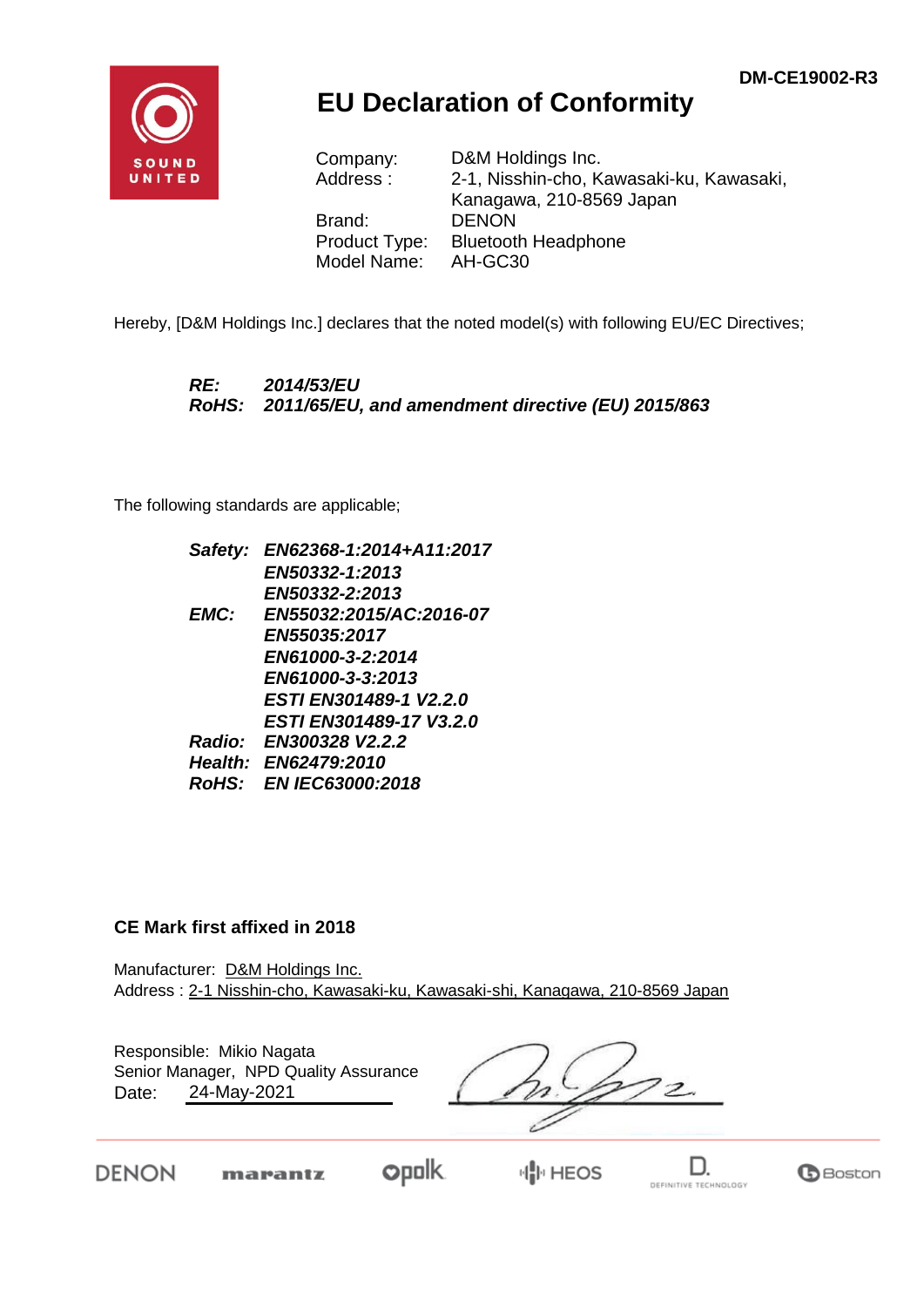DM-CE19002-R3

# EU Declaration of Conformity

Company: D&M Holdings Inc.
Address : 2-1, Nisshin-cho, Kawasaki-ku, Kawasaki, Kanagawa, 210-8569 Japan
Brand: DENON
Product Type: Bluetooth Headphone
Model Name: AH-GC30

Hereby, [D&M Holdings Inc.] declares that the noted model(s) with following EU/EC Directives;

***RE:*** ***2014/53/EU***
***RoHS:*** ***2011/65/EU, and amendment directive (EU) 2015/863***

The following standards are applicable;

***Safety:*** ***EN62368-1:2014+A11:2017***
***EN50332-1:2013***
***EN50332-2:2013***
***EMC:*** ***EN55032:2015/AC:2016-07***
***EN55035:2017***
***EN61000-3-2:2014***
***EN61000-3-3:2013***
***ESTI EN301489-1 V2.2.0***
***ESTI EN301489-17 V3.2.0***
***Radio:*** ***EN300328 V2.2.2***
***Health:*** ***EN62479:2010***
***RoHS:*** ***EN IEC63000:2018***

**CE Mark first affixed in 2018**

Manufacturer: D&M Holdings Inc.
Address : 2-1 Nisshin-cho, Kawasaki-ku, Kawasaki-shi, Kanagawa, 210-8569 Japan

Responsible: Mikio Nagata
Senior Manager, NPD Quality Assurance
Date: 24-May-2021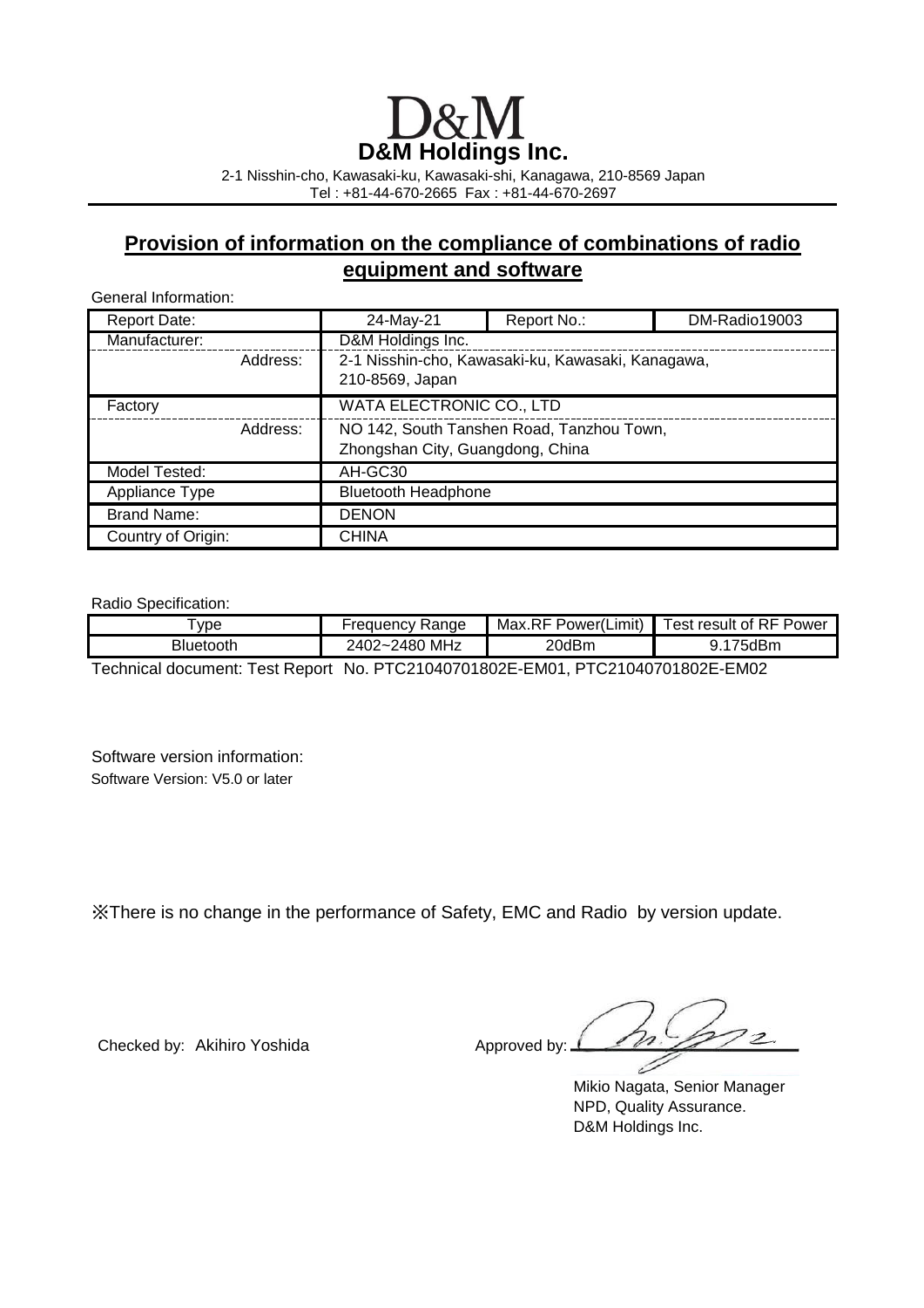# D&M
**D&M Holdings Inc.**

2-1 Nisshin-cho, Kawasaki-ku, Kawasaki-shi, Kanagawa, 210-8569 Japan
Tel : +81-44-670-2665 Fax : +81-44-670-2697

## Provision of information on the compliance of combinations of radio equipment and software

General Information:

| | | | |
|---|---|---|---|
| Report Date: | 24-May-21 | Report No.: | DM-Radio19003 |
| Manufacturer: | D&M Holdings Inc. | | |
| Address: | 2-1 Nisshin-cho, Kawasaki-ku, Kawasaki, Kanagawa, 210-8569, Japan | | |
| Factory | WATA ELECTRONIC CO., LTD | | |
| Address: | NO 142, South Tanshen Road, Tanzhou Town, Zhongshan City, Guangdong, China | | |
| Model Tested: | AH-GC30 | | |
| Appliance Type | Bluetooth Headphone | | |
| Brand Name: | DENON | | |
| Country of Origin: | CHINA | | |

Radio Specification:

| Type | Frequency Range | Max.RF Power(Limit) | Test result of RF Power |
|---|---|---|---|
| Bluetooth | 2402~2480 MHz | 20dBm | 9.175dBm |

Technical document: Test Report No. PTC21040701802E-EM01, PTC21040701802E-EM02

Software version information:
Software Version: V5.0 or later

※There is no change in the performance of Safety, EMC and Radio by version update.

Checked by: Akihiro Yoshida

Approved by:

Mikio Nagata, Senior Manager
NPD, Quality Assurance.
D&M Holdings Inc.